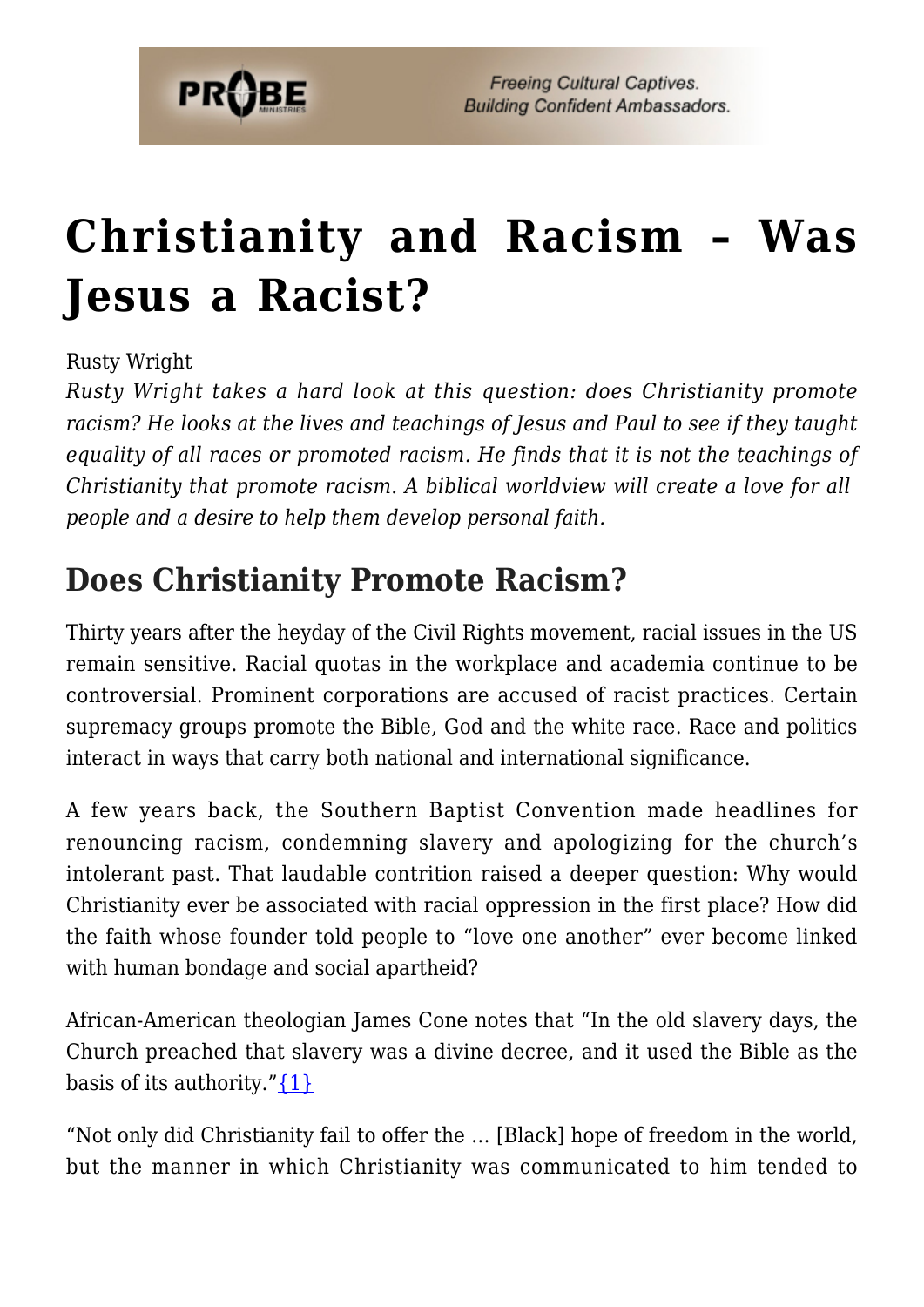# Christianity and Racism – Was Jesus a Racist?

Rusty Wright

*Rusty Wright takes a hard look at this question: does Christianity promote racism? He looks at the lives and teachings of Jesus and Paul to see if they taught equality of all races or promoted racism. He finds that it is not the teachings of Christianity that promote racism. A biblical worldview will create a love for all people and a desire to help them develop personal faith.*

## Does Christianity Promote Racism?

Thirty years after the heyday of the Civil Rights movement, racial issues in the US remain sensitive. Racial quotas in the workplace and academia continue to be controversial. Prominent corporations are accused of racist practices. Certain supremacy groups promote the Bible, God and the white race. Race and politics interact in ways that carry both national and international significance.

A few years back, the Southern Baptist Convention made headlines for renouncing racism, condemning slavery and apologizing for the church's intolerant past. That laudable contrition raised a deeper question: Why would Christianity ever be associated with racial oppression in the first place? How did the faith whose founder told people to "love one another" ever become linked with human bondage and social apartheid?

African-American theologian James Cone notes that "In the old slavery days, the Church preached that slavery was a divine decree, and it used the Bible as the basis of its authority."{1}

"Not only did Christianity fail to offer the … [Black] hope of freedom in the world, but the manner in which Christianity was communicated to him tended to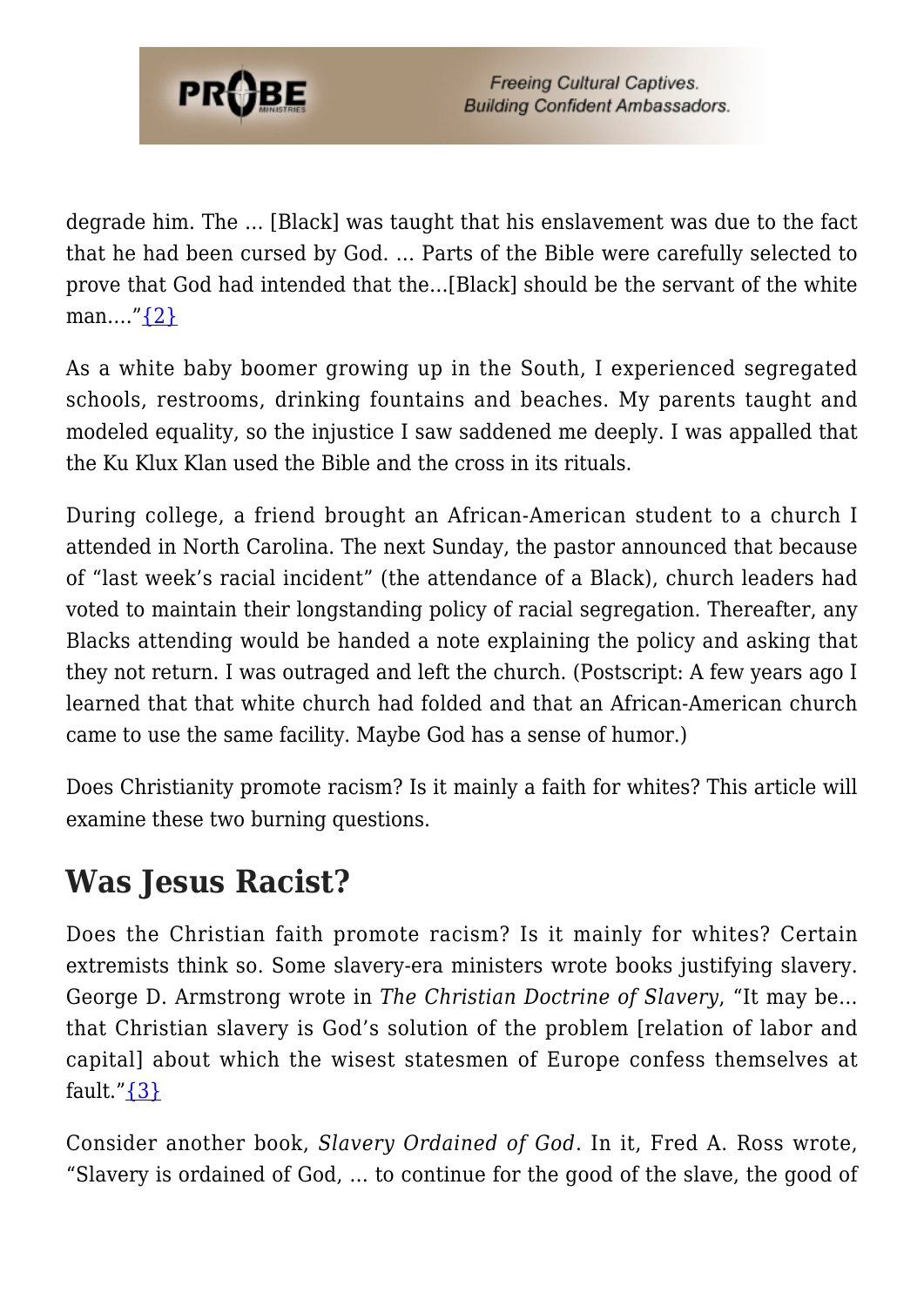degrade him. The … [Black] was taught that his enslavement was due to the fact that he had been cursed by God. … Parts of the Bible were carefully selected to prove that God had intended that the…[Black] should be the servant of the white man….”{2}

As a white baby boomer growing up in the South, I experienced segregated schools, restrooms, drinking fountains and beaches. My parents taught and modeled equality, so the injustice I saw saddened me deeply. I was appalled that the Ku Klux Klan used the Bible and the cross in its rituals.

During college, a friend brought an African-American student to a church I attended in North Carolina. The next Sunday, the pastor announced that because of “last week’s racial incident” (the attendance of a Black), church leaders had voted to maintain their longstanding policy of racial segregation. Thereafter, any Blacks attending would be handed a note explaining the policy and asking that they not return. I was outraged and left the church. (Postscript: A few years ago I learned that that white church had folded and that an African-American church came to use the same facility. Maybe God has a sense of humor.)

Does Christianity promote racism? Is it mainly a faith for whites? This article will examine these two burning questions.

## Was Jesus Racist?

Does the Christian faith promote racism? Is it mainly for whites? Certain extremists think so. Some slavery-era ministers wrote books justifying slavery. George D. Armstrong wrote in *The Christian Doctrine of Slavery*, “It may be… that Christian slavery is God’s solution of the problem [relation of labor and capital] about which the wisest statesmen of Europe confess themselves at fault.”{3}

Consider another book, *Slavery Ordained of God*. In it, Fred A. Ross wrote, “Slavery is ordained of God, … to continue for the good of the slave, the good of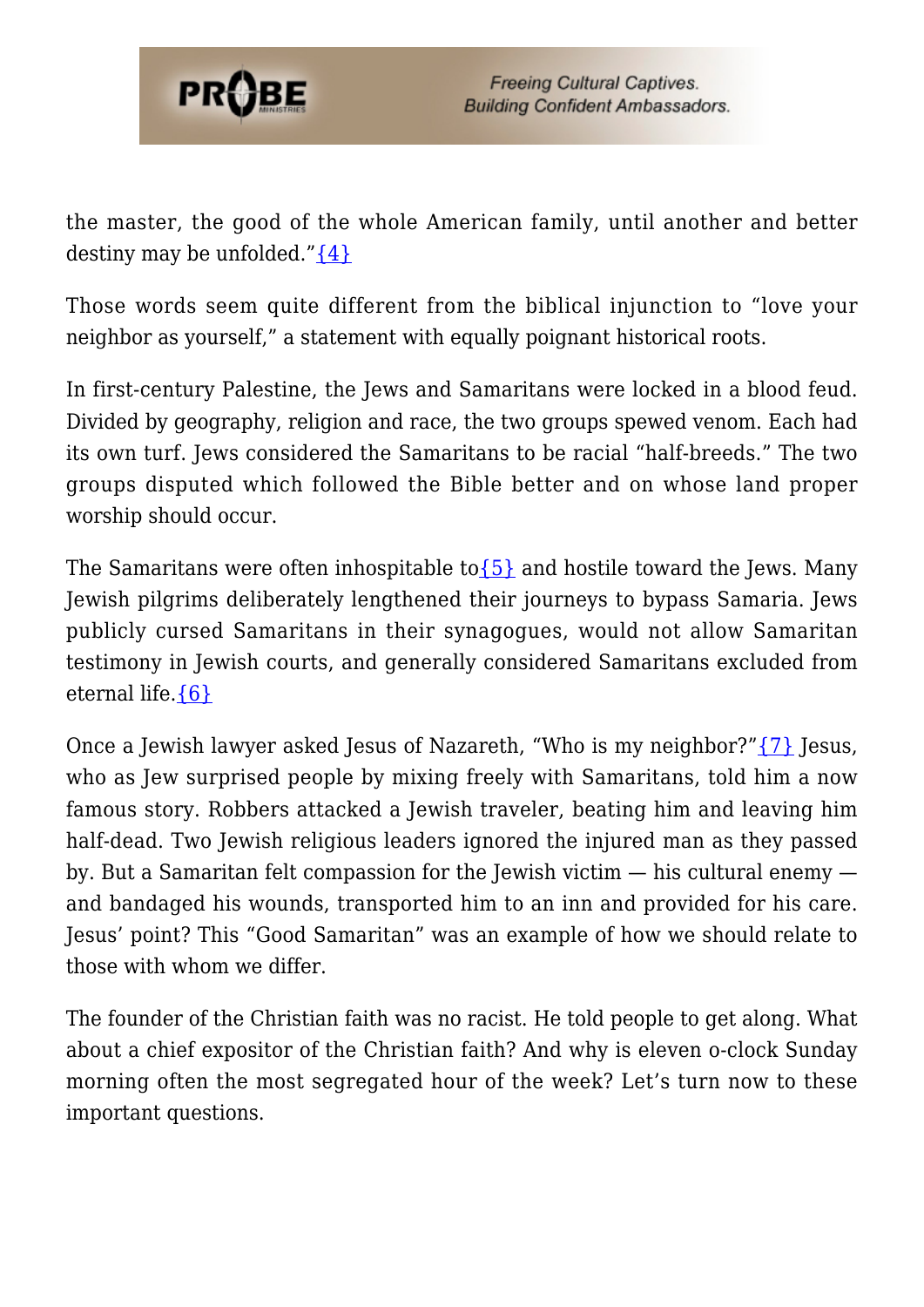the master, the good of the whole American family, until another and better destiny may be unfolded."{4}

Those words seem quite different from the biblical injunction to "love your neighbor as yourself," a statement with equally poignant historical roots.

In first-century Palestine, the Jews and Samaritans were locked in a blood feud. Divided by geography, religion and race, the two groups spewed venom. Each had its own turf. Jews considered the Samaritans to be racial "half-breeds." The two groups disputed which followed the Bible better and on whose land proper worship should occur.

The Samaritans were often inhospitable to{5} and hostile toward the Jews. Many Jewish pilgrims deliberately lengthened their journeys to bypass Samaria. Jews publicly cursed Samaritans in their synagogues, would not allow Samaritan testimony in Jewish courts, and generally considered Samaritans excluded from eternal life.{6}

Once a Jewish lawyer asked Jesus of Nazareth, "Who is my neighbor?"{7} Jesus, who as Jew surprised people by mixing freely with Samaritans, told him a now famous story. Robbers attacked a Jewish traveler, beating him and leaving him half-dead. Two Jewish religious leaders ignored the injured man as they passed by. But a Samaritan felt compassion for the Jewish victim — his cultural enemy — and bandaged his wounds, transported him to an inn and provided for his care. Jesus' point? This "Good Samaritan" was an example of how we should relate to those with whom we differ.

The founder of the Christian faith was no racist. He told people to get along. What about a chief expositor of the Christian faith? And why is eleven o-clock Sunday morning often the most segregated hour of the week? Let's turn now to these important questions.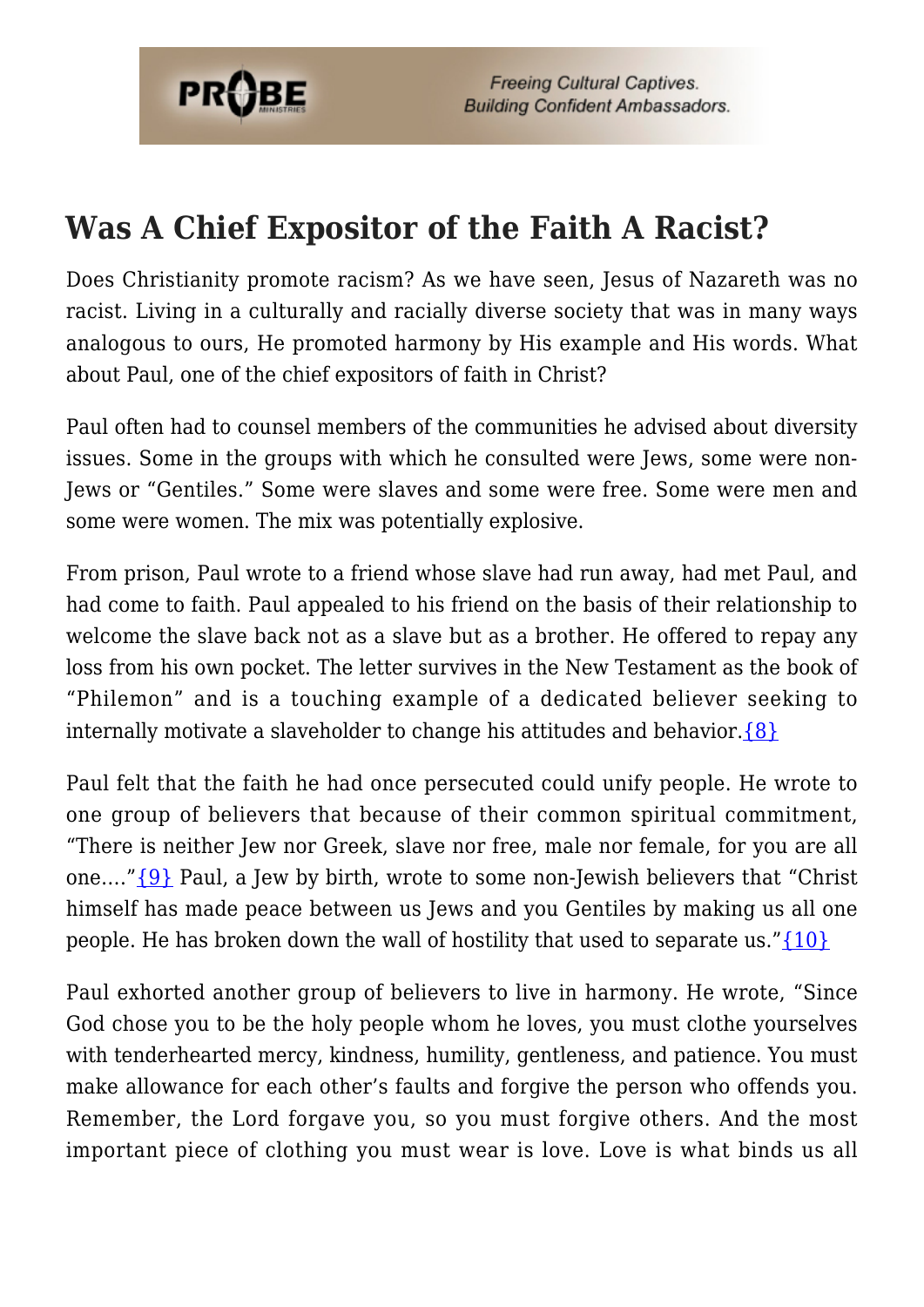## Was A Chief Expositor of the Faith A Racist?

Does Christianity promote racism? As we have seen, Jesus of Nazareth was no racist. Living in a culturally and racially diverse society that was in many ways analogous to ours, He promoted harmony by His example and His words. What about Paul, one of the chief expositors of faith in Christ?

Paul often had to counsel members of the communities he advised about diversity issues. Some in the groups with which he consulted were Jews, some were non-Jews or "Gentiles." Some were slaves and some were free. Some were men and some were women. The mix was potentially explosive.

From prison, Paul wrote to a friend whose slave had run away, had met Paul, and had come to faith. Paul appealed to his friend on the basis of their relationship to welcome the slave back not as a slave but as a brother. He offered to repay any loss from his own pocket. The letter survives in the New Testament as the book of "Philemon" and is a touching example of a dedicated believer seeking to internally motivate a slaveholder to change his attitudes and behavior.{8}

Paul felt that the faith he had once persecuted could unify people. He wrote to one group of believers that because of their common spiritual commitment, "There is neither Jew nor Greek, slave nor free, male nor female, for you are all one...."{9} Paul, a Jew by birth, wrote to some non-Jewish believers that "Christ himself has made peace between us Jews and you Gentiles by making us all one people. He has broken down the wall of hostility that used to separate us."{10}

Paul exhorted another group of believers to live in harmony. He wrote, "Since God chose you to be the holy people whom he loves, you must clothe yourselves with tenderhearted mercy, kindness, humility, gentleness, and patience. You must make allowance for each other's faults and forgive the person who offends you. Remember, the Lord forgave you, so you must forgive others. And the most important piece of clothing you must wear is love. Love is what binds us all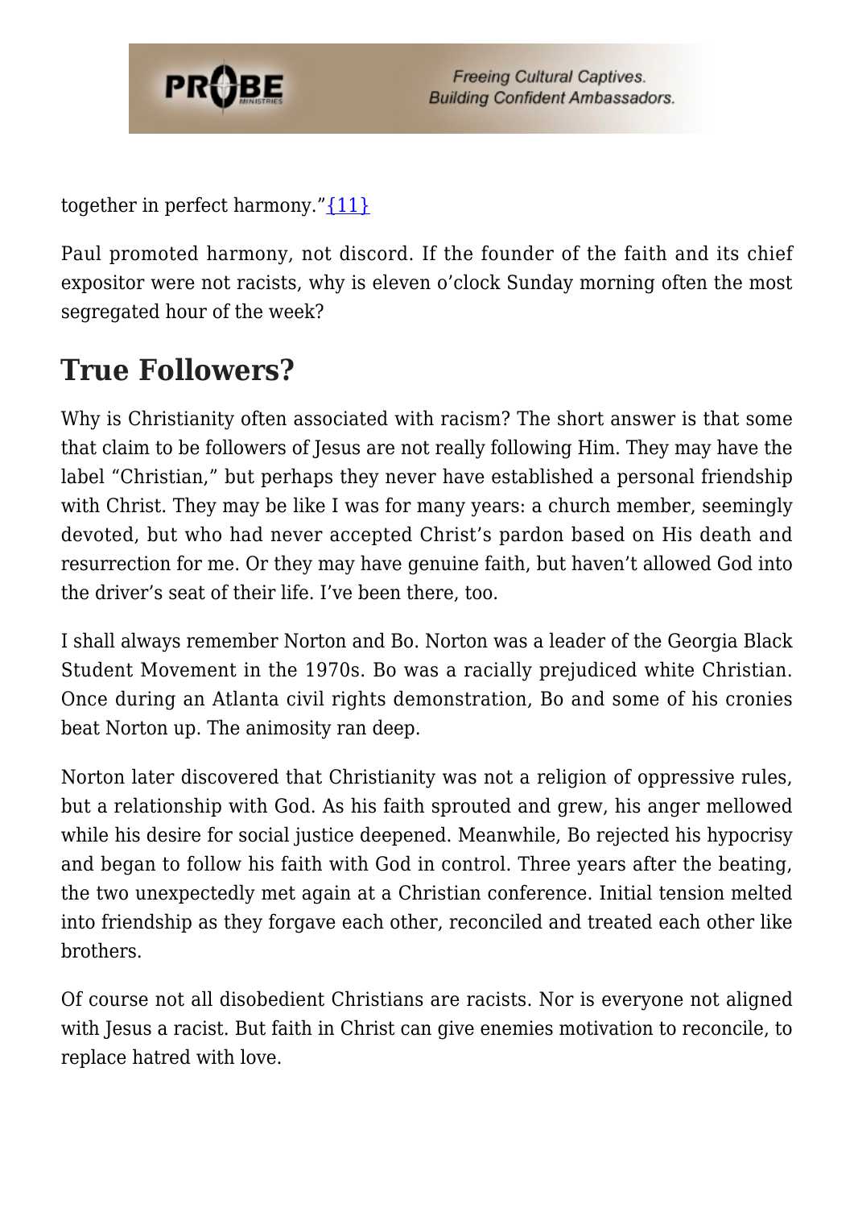together in perfect harmony."[11]

Paul promoted harmony, not discord. If the founder of the faith and its chief expositor were not racists, why is eleven o'clock Sunday morning often the most segregated hour of the week?

## True Followers?

Why is Christianity often associated with racism? The short answer is that some that claim to be followers of Jesus are not really following Him. They may have the label "Christian," but perhaps they never have established a personal friendship with Christ. They may be like I was for many years: a church member, seemingly devoted, but who had never accepted Christ's pardon based on His death and resurrection for me. Or they may have genuine faith, but haven't allowed God into the driver's seat of their life. I've been there, too.

I shall always remember Norton and Bo. Norton was a leader of the Georgia Black Student Movement in the 1970s. Bo was a racially prejudiced white Christian. Once during an Atlanta civil rights demonstration, Bo and some of his cronies beat Norton up. The animosity ran deep.

Norton later discovered that Christianity was not a religion of oppressive rules, but a relationship with God. As his faith sprouted and grew, his anger mellowed while his desire for social justice deepened. Meanwhile, Bo rejected his hypocrisy and began to follow his faith with God in control. Three years after the beating, the two unexpectedly met again at a Christian conference. Initial tension melted into friendship as they forgave each other, reconciled and treated each other like brothers.

Of course not all disobedient Christians are racists. Nor is everyone not aligned with Jesus a racist. But faith in Christ can give enemies motivation to reconcile, to replace hatred with love.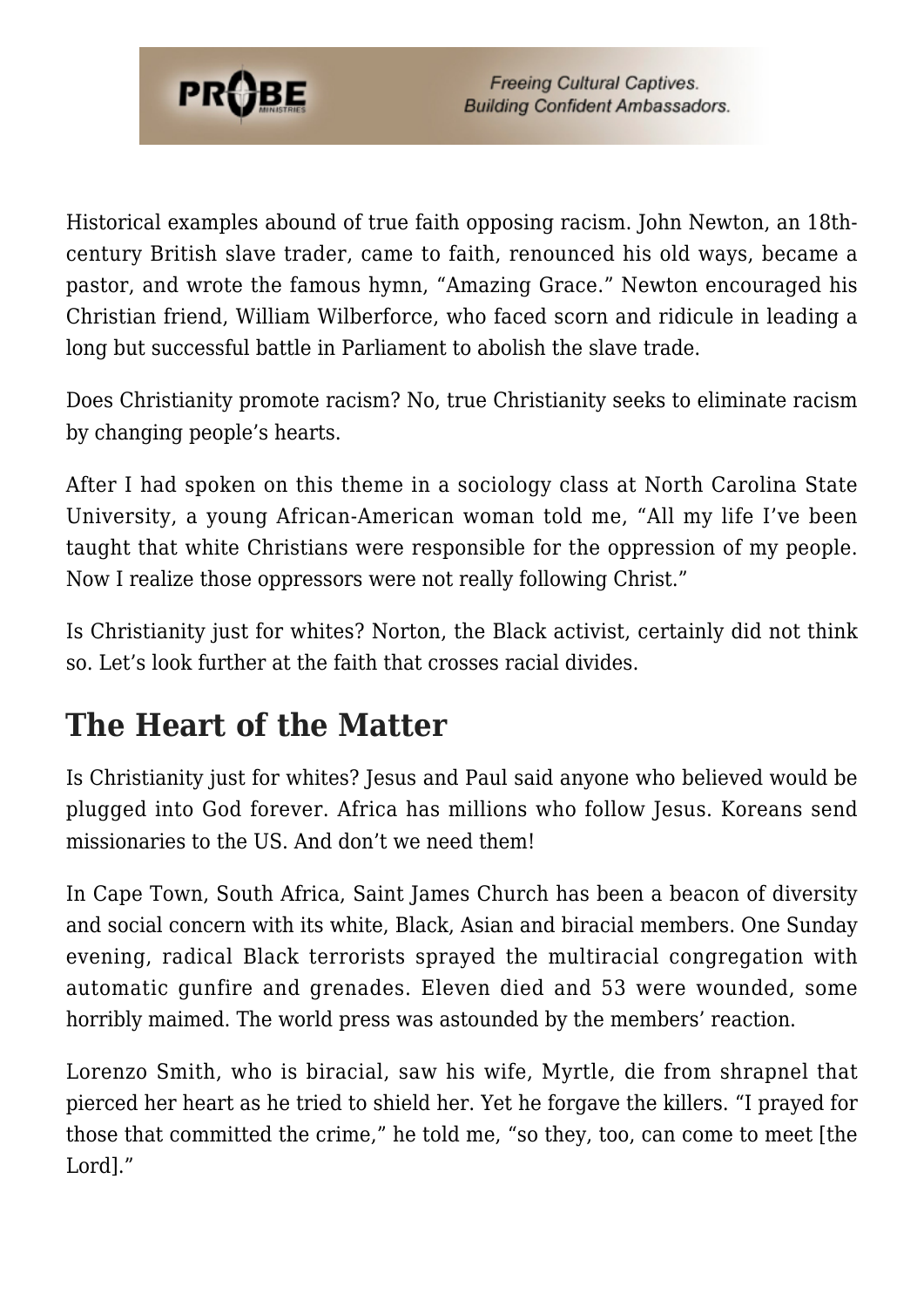Historical examples abound of true faith opposing racism. John Newton, an 18th-century British slave trader, came to faith, renounced his old ways, became a pastor, and wrote the famous hymn, "Amazing Grace." Newton encouraged his Christian friend, William Wilberforce, who faced scorn and ridicule in leading a long but successful battle in Parliament to abolish the slave trade.

Does Christianity promote racism? No, true Christianity seeks to eliminate racism by changing people's hearts.

After I had spoken on this theme in a sociology class at North Carolina State University, a young African-American woman told me, "All my life I've been taught that white Christians were responsible for the oppression of my people. Now I realize those oppressors were not really following Christ."

Is Christianity just for whites? Norton, the Black activist, certainly did not think so. Let's look further at the faith that crosses racial divides.

## The Heart of the Matter

Is Christianity just for whites? Jesus and Paul said anyone who believed would be plugged into God forever. Africa has millions who follow Jesus. Koreans send missionaries to the US. And don't we need them!

In Cape Town, South Africa, Saint James Church has been a beacon of diversity and social concern with its white, Black, Asian and biracial members. One Sunday evening, radical Black terrorists sprayed the multiracial congregation with automatic gunfire and grenades. Eleven died and 53 were wounded, some horribly maimed. The world press was astounded by the members' reaction.

Lorenzo Smith, who is biracial, saw his wife, Myrtle, die from shrapnel that pierced her heart as he tried to shield her. Yet he forgave the killers. "I prayed for those that committed the crime," he told me, "so they, too, can come to meet [the Lord]."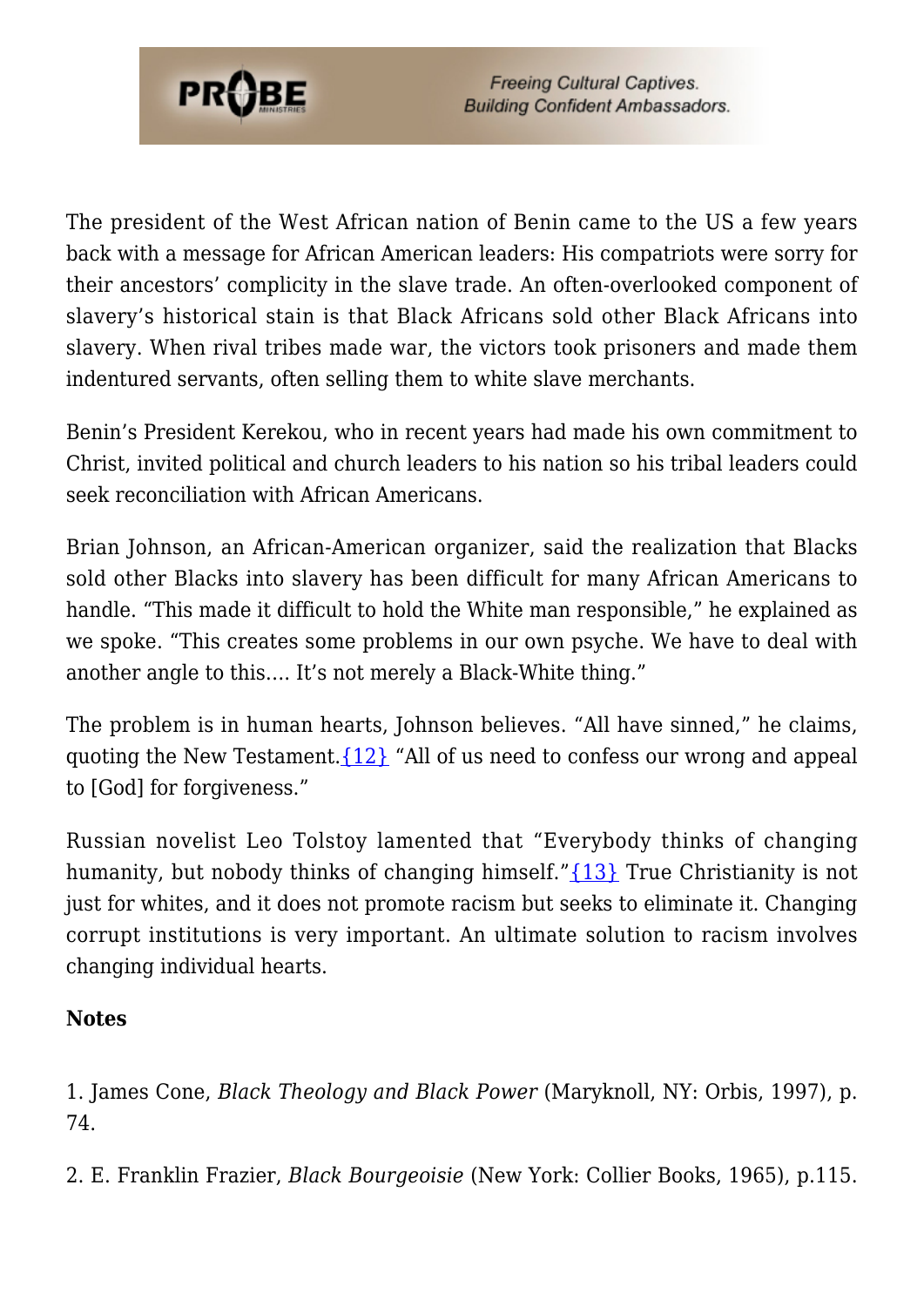The president of the West African nation of Benin came to the US a few years back with a message for African American leaders: His compatriots were sorry for their ancestors' complicity in the slave trade. An often-overlooked component of slavery's historical stain is that Black Africans sold other Black Africans into slavery. When rival tribes made war, the victors took prisoners and made them indentured servants, often selling them to white slave merchants.

Benin's President Kerekou, who in recent years had made his own commitment to Christ, invited political and church leaders to his nation so his tribal leaders could seek reconciliation with African Americans.

Brian Johnson, an African-American organizer, said the realization that Blacks sold other Blacks into slavery has been difficult for many African Americans to handle. "This made it difficult to hold the White man responsible," he explained as we spoke. "This creates some problems in our own psyche. We have to deal with another angle to this.... It's not merely a Black-White thing."

The problem is in human hearts, Johnson believes. "All have sinned," he claims, quoting the New Testament.{12} "All of us need to confess our wrong and appeal to [God] for forgiveness."

Russian novelist Leo Tolstoy lamented that "Everybody thinks of changing humanity, but nobody thinks of changing himself."{13} True Christianity is not just for whites, and it does not promote racism but seeks to eliminate it. Changing corrupt institutions is very important. An ultimate solution to racism involves changing individual hearts.

**Notes**

1. James Cone, *Black Theology and Black Power* (Maryknoll, NY: Orbis, 1997), p. 74.

2. E. Franklin Frazier, *Black Bourgeoisie* (New York: Collier Books, 1965), p.115.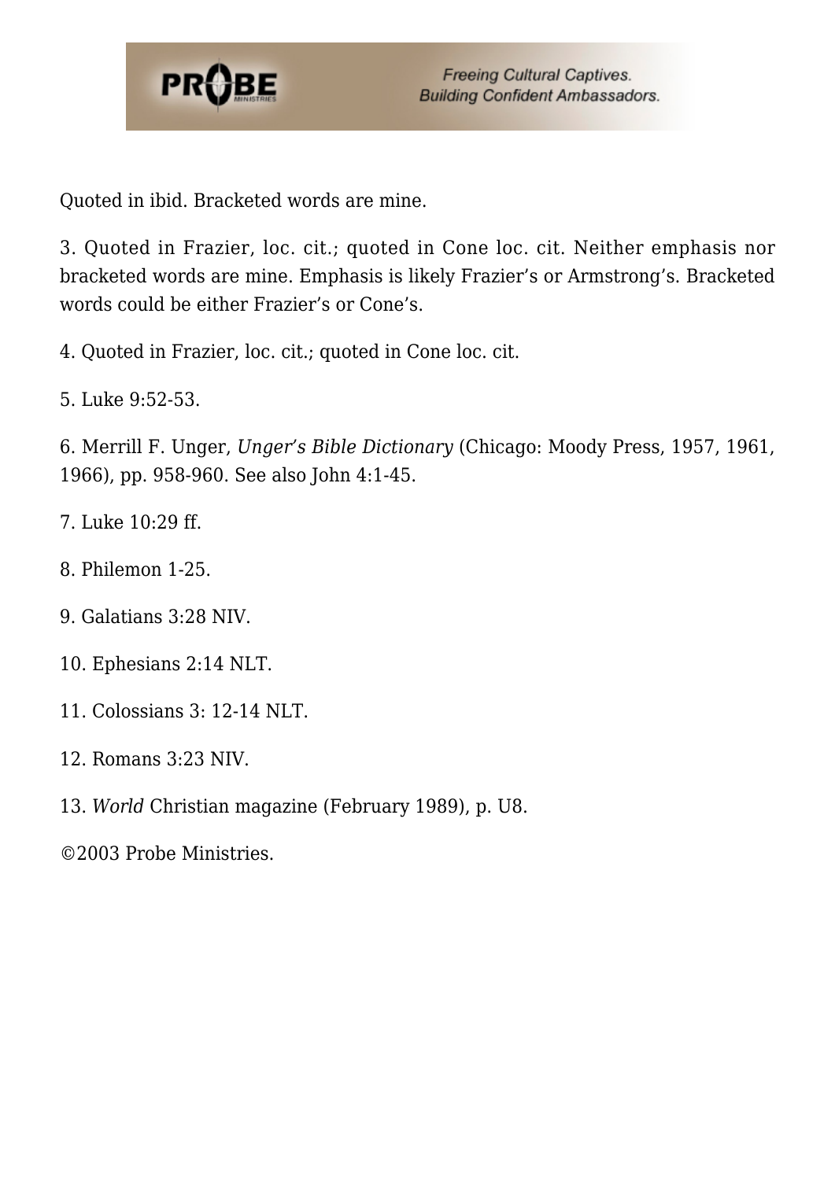Quoted in ibid. Bracketed words are mine.

3. Quoted in Frazier, loc. cit.; quoted in Cone loc. cit. Neither emphasis nor bracketed words are mine. Emphasis is likely Frazier's or Armstrong's. Bracketed words could be either Frazier's or Cone's.

4. Quoted in Frazier, loc. cit.; quoted in Cone loc. cit.

5. Luke 9:52-53.

6. Merrill F. Unger, *Unger's Bible Dictionary* (Chicago: Moody Press, 1957, 1961, 1966), pp. 958-960. See also John 4:1-45.

7. Luke 10:29 ff.

8. Philemon 1-25.

9. Galatians 3:28 NIV.

10. Ephesians 2:14 NLT.

11. Colossians 3: 12-14 NLT.

12. Romans 3:23 NIV.

13. *World* Christian magazine (February 1989), p. U8.

©2003 Probe Ministries.